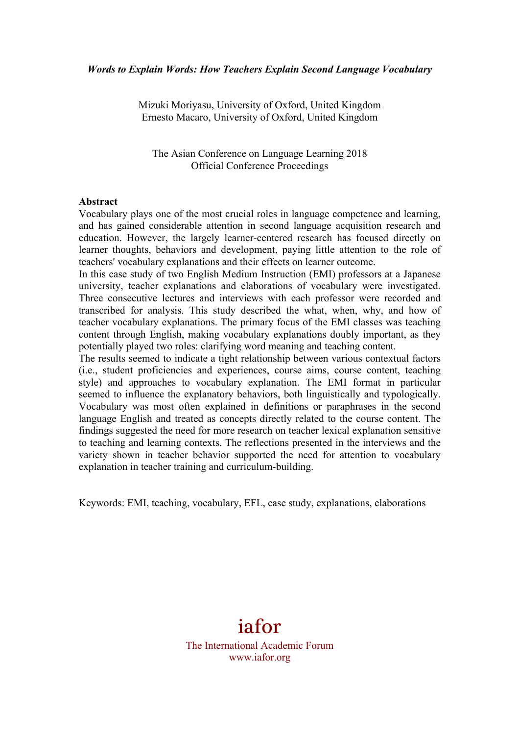***Words to Explain Words: How Teachers Explain Second Language Vocabulary***

Mizuki Moriyasu, University of Oxford, United Kingdom
Ernesto Macaro, University of Oxford, United Kingdom

The Asian Conference on Language Learning 2018
Official Conference Proceedings

**Abstract**

Vocabulary plays one of the most crucial roles in language competence and learning, and has gained considerable attention in second language acquisition research and education. However, the largely learner-centered research has focused directly on learner thoughts, behaviors and development, paying little attention to the role of teachers' vocabulary explanations and their effects on learner outcome.

In this case study of two English Medium Instruction (EMI) professors at a Japanese university, teacher explanations and elaborations of vocabulary were investigated. Three consecutive lectures and interviews with each professor were recorded and transcribed for analysis. This study described the what, when, why, and how of teacher vocabulary explanations. The primary focus of the EMI classes was teaching content through English, making vocabulary explanations doubly important, as they potentially played two roles: clarifying word meaning and teaching content.

The results seemed to indicate a tight relationship between various contextual factors (i.e., student proficiencies and experiences, course aims, course content, teaching style) and approaches to vocabulary explanation. The EMI format in particular seemed to influence the explanatory behaviors, both linguistically and typologically. Vocabulary was most often explained in definitions or paraphrases in the second language English and treated as concepts directly related to the course content. The findings suggested the need for more research on teacher lexical explanation sensitive to teaching and learning contexts. The reflections presented in the interviews and the variety shown in teacher behavior supported the need for attention to vocabulary explanation in teacher training and curriculum-building.

Keywords: EMI, teaching, vocabulary, EFL, case study, explanations, elaborations

iafor
The International Academic Forum
www.iafor.org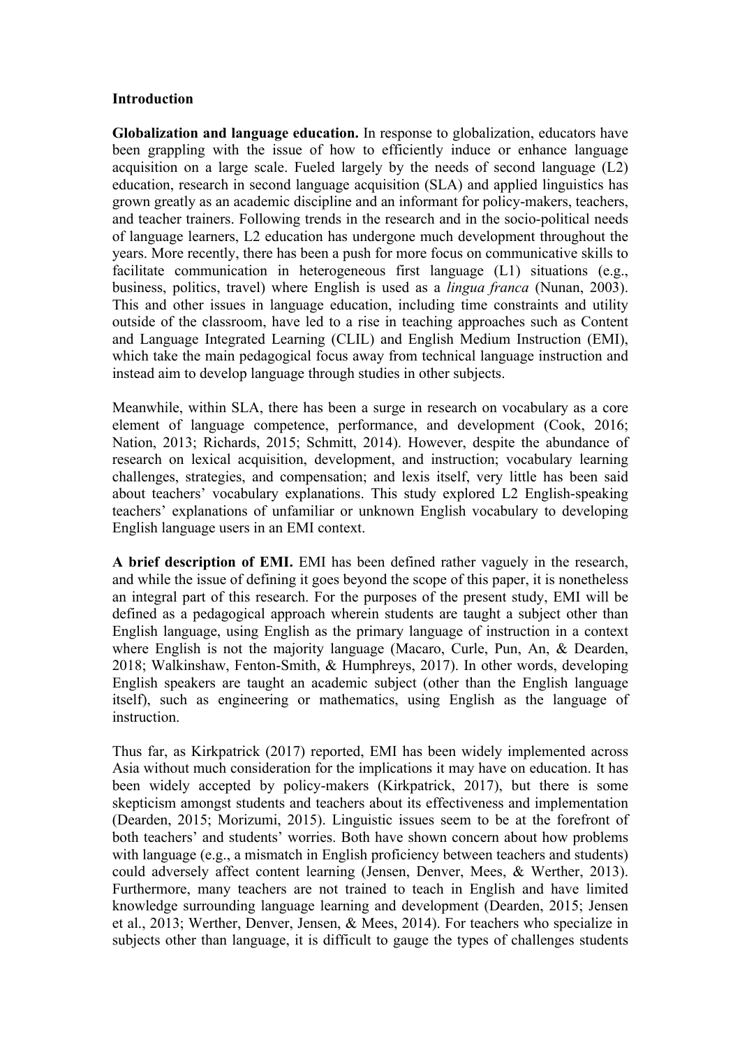## Introduction

**Globalization and language education.** In response to globalization, educators have been grappling with the issue of how to efficiently induce or enhance language acquisition on a large scale. Fueled largely by the needs of second language (L2) education, research in second language acquisition (SLA) and applied linguistics has grown greatly as an academic discipline and an informant for policy-makers, teachers, and teacher trainers. Following trends in the research and in the socio-political needs of language learners, L2 education has undergone much development throughout the years. More recently, there has been a push for more focus on communicative skills to facilitate communication in heterogeneous first language (L1) situations (e.g., business, politics, travel) where English is used as a *lingua franca* (Nunan, 2003). This and other issues in language education, including time constraints and utility outside of the classroom, have led to a rise in teaching approaches such as Content and Language Integrated Learning (CLIL) and English Medium Instruction (EMI), which take the main pedagogical focus away from technical language instruction and instead aim to develop language through studies in other subjects.

Meanwhile, within SLA, there has been a surge in research on vocabulary as a core element of language competence, performance, and development (Cook, 2016; Nation, 2013; Richards, 2015; Schmitt, 2014). However, despite the abundance of research on lexical acquisition, development, and instruction; vocabulary learning challenges, strategies, and compensation; and lexis itself, very little has been said about teachers' vocabulary explanations. This study explored L2 English-speaking teachers' explanations of unfamiliar or unknown English vocabulary to developing English language users in an EMI context.

**A brief description of EMI.** EMI has been defined rather vaguely in the research, and while the issue of defining it goes beyond the scope of this paper, it is nonetheless an integral part of this research. For the purposes of the present study, EMI will be defined as a pedagogical approach wherein students are taught a subject other than English language, using English as the primary language of instruction in a context where English is not the majority language (Macaro, Curle, Pun, An, & Dearden, 2018; Walkinshaw, Fenton-Smith, & Humphreys, 2017). In other words, developing English speakers are taught an academic subject (other than the English language itself), such as engineering or mathematics, using English as the language of instruction.

Thus far, as Kirkpatrick (2017) reported, EMI has been widely implemented across Asia without much consideration for the implications it may have on education. It has been widely accepted by policy-makers (Kirkpatrick, 2017), but there is some skepticism amongst students and teachers about its effectiveness and implementation (Dearden, 2015; Morizumi, 2015). Linguistic issues seem to be at the forefront of both teachers' and students' worries. Both have shown concern about how problems with language (e.g., a mismatch in English proficiency between teachers and students) could adversely affect content learning (Jensen, Denver, Mees, & Werther, 2013). Furthermore, many teachers are not trained to teach in English and have limited knowledge surrounding language learning and development (Dearden, 2015; Jensen et al., 2013; Werther, Denver, Jensen, & Mees, 2014). For teachers who specialize in subjects other than language, it is difficult to gauge the types of challenges students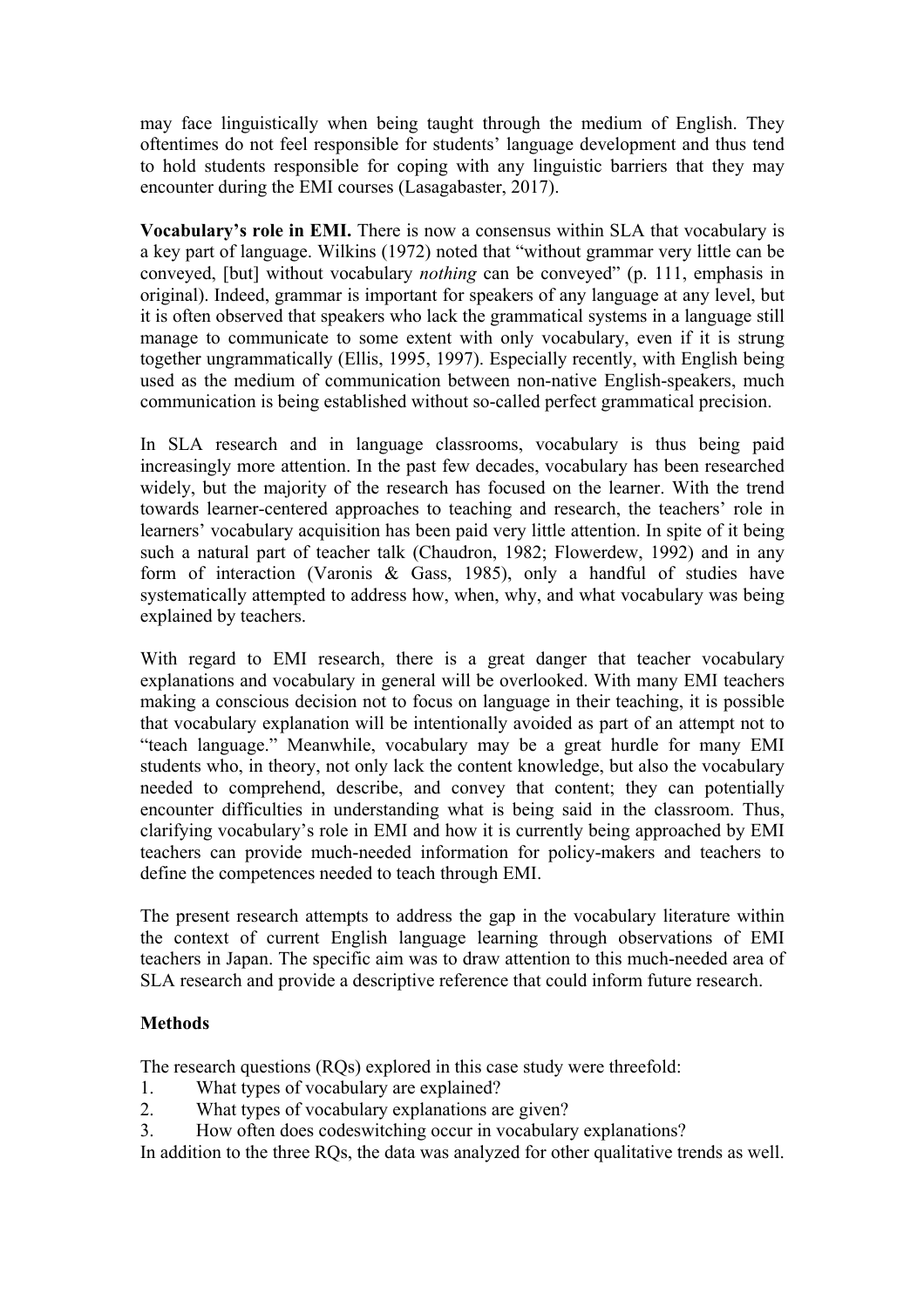may face linguistically when being taught through the medium of English. They oftentimes do not feel responsible for students' language development and thus tend to hold students responsible for coping with any linguistic barriers that they may encounter during the EMI courses (Lasagabaster, 2017).

**Vocabulary's role in EMI.** There is now a consensus within SLA that vocabulary is a key part of language. Wilkins (1972) noted that "without grammar very little can be conveyed, [but] without vocabulary *nothing* can be conveyed" (p. 111, emphasis in original). Indeed, grammar is important for speakers of any language at any level, but it is often observed that speakers who lack the grammatical systems in a language still manage to communicate to some extent with only vocabulary, even if it is strung together ungrammatically (Ellis, 1995, 1997). Especially recently, with English being used as the medium of communication between non-native English-speakers, much communication is being established without so-called perfect grammatical precision.

In SLA research and in language classrooms, vocabulary is thus being paid increasingly more attention. In the past few decades, vocabulary has been researched widely, but the majority of the research has focused on the learner. With the trend towards learner-centered approaches to teaching and research, the teachers' role in learners' vocabulary acquisition has been paid very little attention. In spite of it being such a natural part of teacher talk (Chaudron, 1982; Flowerdew, 1992) and in any form of interaction (Varonis & Gass, 1985), only a handful of studies have systematically attempted to address how, when, why, and what vocabulary was being explained by teachers.

With regard to EMI research, there is a great danger that teacher vocabulary explanations and vocabulary in general will be overlooked. With many EMI teachers making a conscious decision not to focus on language in their teaching, it is possible that vocabulary explanation will be intentionally avoided as part of an attempt not to "teach language." Meanwhile, vocabulary may be a great hurdle for many EMI students who, in theory, not only lack the content knowledge, but also the vocabulary needed to comprehend, describe, and convey that content; they can potentially encounter difficulties in understanding what is being said in the classroom. Thus, clarifying vocabulary's role in EMI and how it is currently being approached by EMI teachers can provide much-needed information for policy-makers and teachers to define the competences needed to teach through EMI.

The present research attempts to address the gap in the vocabulary literature within the context of current English language learning through observations of EMI teachers in Japan. The specific aim was to draw attention to this much-needed area of SLA research and provide a descriptive reference that could inform future research.

## Methods

The research questions (RQs) explored in this case study were threefold:

1. What types of vocabulary are explained?
2. What types of vocabulary explanations are given?
3. How often does codeswitching occur in vocabulary explanations?

In addition to the three RQs, the data was analyzed for other qualitative trends as well.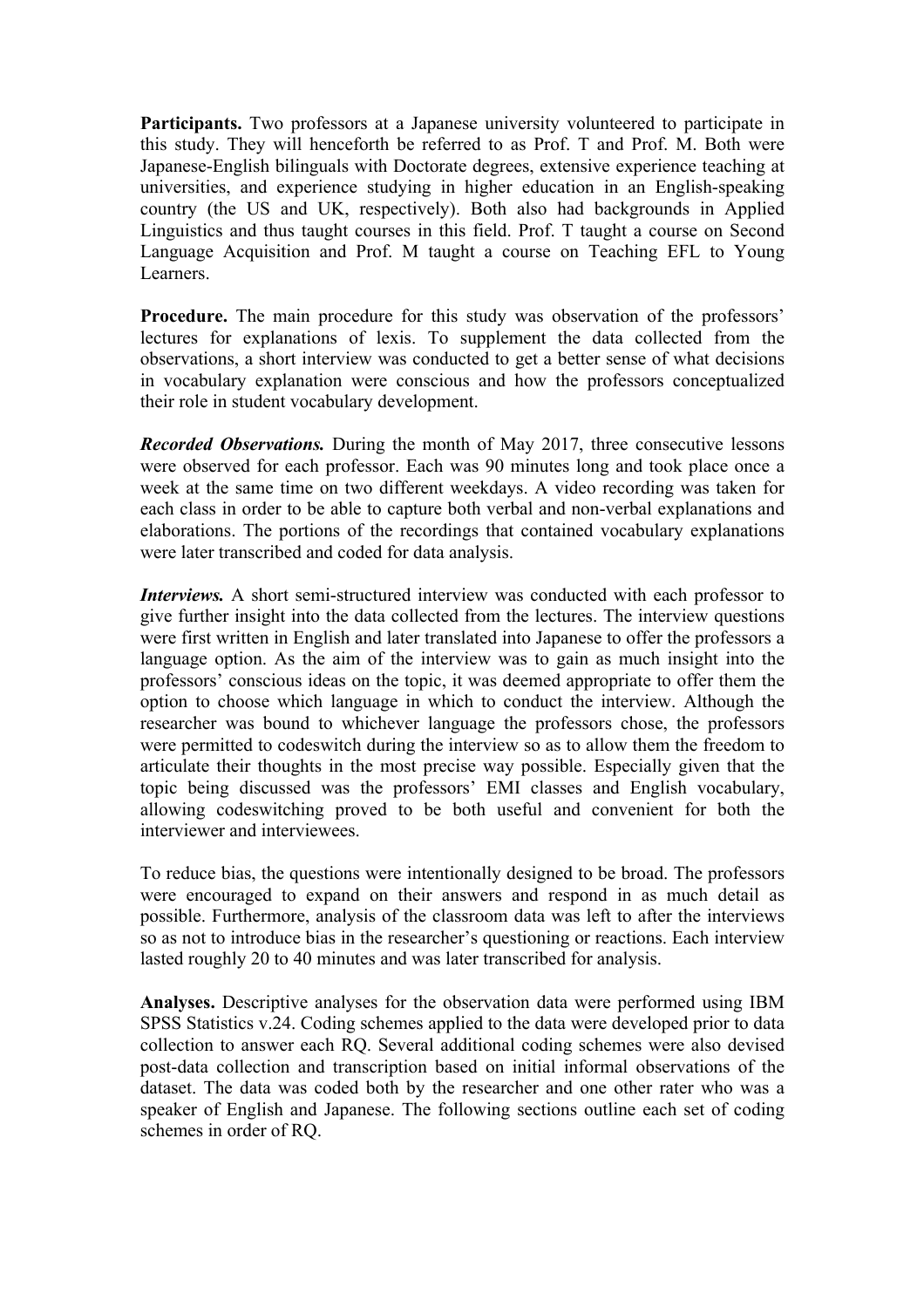**Participants.** Two professors at a Japanese university volunteered to participate in this study. They will henceforth be referred to as Prof. T and Prof. M. Both were Japanese-English bilinguals with Doctorate degrees, extensive experience teaching at universities, and experience studying in higher education in an English-speaking country (the US and UK, respectively). Both also had backgrounds in Applied Linguistics and thus taught courses in this field. Prof. T taught a course on Second Language Acquisition and Prof. M taught a course on Teaching EFL to Young Learners.

**Procedure.** The main procedure for this study was observation of the professors' lectures for explanations of lexis. To supplement the data collected from the observations, a short interview was conducted to get a better sense of what decisions in vocabulary explanation were conscious and how the professors conceptualized their role in student vocabulary development.

***Recorded Observations.*** During the month of May 2017, three consecutive lessons were observed for each professor. Each was 90 minutes long and took place once a week at the same time on two different weekdays. A video recording was taken for each class in order to be able to capture both verbal and non-verbal explanations and elaborations. The portions of the recordings that contained vocabulary explanations were later transcribed and coded for data analysis.

***Interviews.*** A short semi-structured interview was conducted with each professor to give further insight into the data collected from the lectures. The interview questions were first written in English and later translated into Japanese to offer the professors a language option. As the aim of the interview was to gain as much insight into the professors' conscious ideas on the topic, it was deemed appropriate to offer them the option to choose which language in which to conduct the interview. Although the researcher was bound to whichever language the professors chose, the professors were permitted to codeswitch during the interview so as to allow them the freedom to articulate their thoughts in the most precise way possible. Especially given that the topic being discussed was the professors' EMI classes and English vocabulary, allowing codeswitching proved to be both useful and convenient for both the interviewer and interviewees.

To reduce bias, the questions were intentionally designed to be broad. The professors were encouraged to expand on their answers and respond in as much detail as possible. Furthermore, analysis of the classroom data was left to after the interviews so as not to introduce bias in the researcher's questioning or reactions. Each interview lasted roughly 20 to 40 minutes and was later transcribed for analysis.

**Analyses.** Descriptive analyses for the observation data were performed using IBM SPSS Statistics v.24. Coding schemes applied to the data were developed prior to data collection to answer each RQ. Several additional coding schemes were also devised post-data collection and transcription based on initial informal observations of the dataset. The data was coded both by the researcher and one other rater who was a speaker of English and Japanese. The following sections outline each set of coding schemes in order of RQ.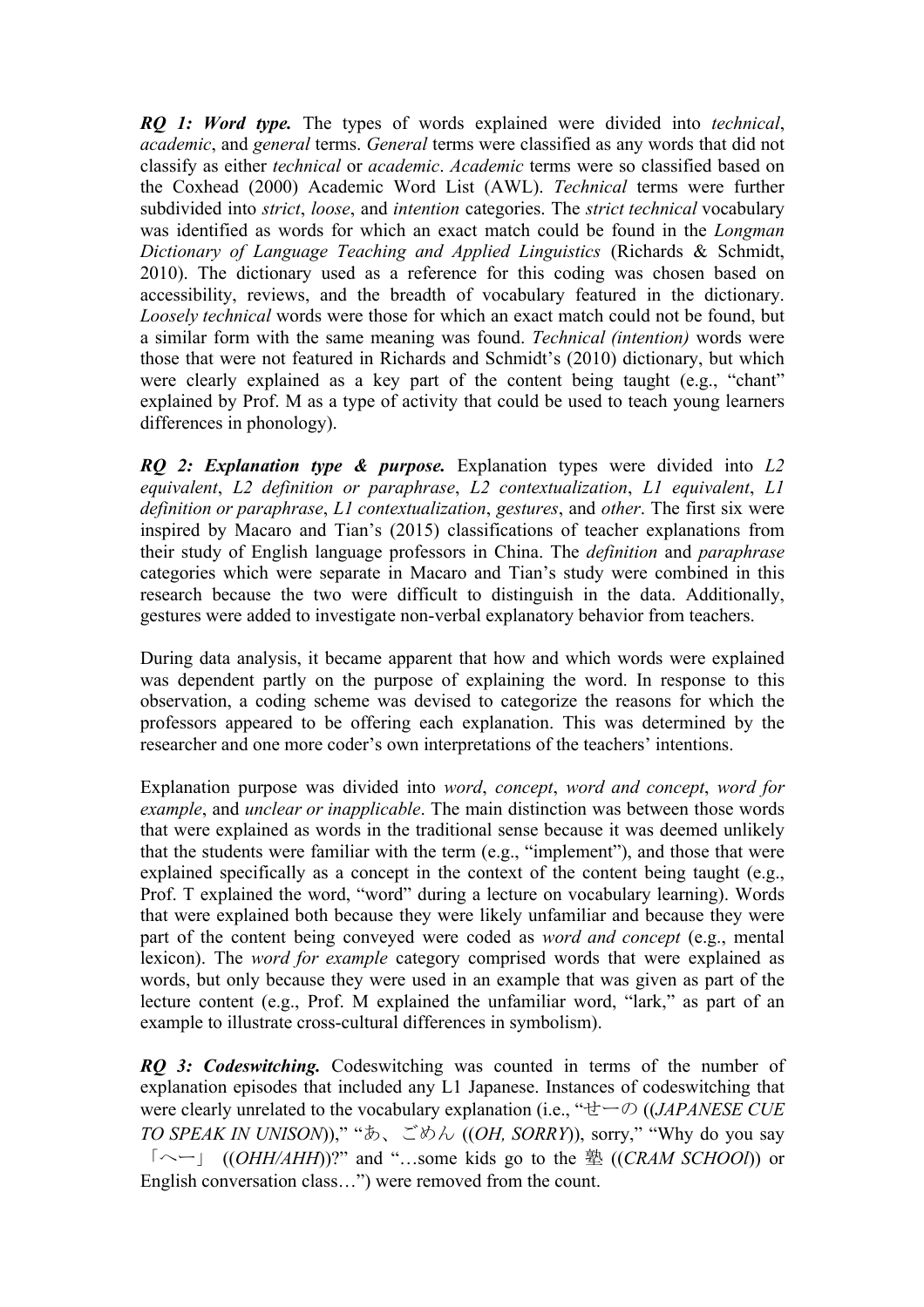***RQ 1: Word type.*** The types of words explained were divided into *technical*, *academic*, and *general* terms. *General* terms were classified as any words that did not classify as either *technical* or *academic*. *Academic* terms were so classified based on the Coxhead (2000) Academic Word List (AWL). *Technical* terms were further subdivided into *strict*, *loose*, and *intention* categories. The *strict technical* vocabulary was identified as words for which an exact match could be found in the *Longman Dictionary of Language Teaching and Applied Linguistics* (Richards & Schmidt, 2010). The dictionary used as a reference for this coding was chosen based on accessibility, reviews, and the breadth of vocabulary featured in the dictionary. *Loosely technical* words were those for which an exact match could not be found, but a similar form with the same meaning was found. *Technical (intention)* words were those that were not featured in Richards and Schmidt's (2010) dictionary, but which were clearly explained as a key part of the content being taught (e.g., "chant" explained by Prof. M as a type of activity that could be used to teach young learners differences in phonology).

***RQ 2: Explanation type & purpose.*** Explanation types were divided into *L2 equivalent*, *L2 definition or paraphrase*, *L2 contextualization*, *L1 equivalent*, *L1 definition or paraphrase*, *L1 contextualization*, *gestures*, and *other*. The first six were inspired by Macaro and Tian's (2015) classifications of teacher explanations from their study of English language professors in China. The *definition* and *paraphrase* categories which were separate in Macaro and Tian's study were combined in this research because the two were difficult to distinguish in the data. Additionally, gestures were added to investigate non-verbal explanatory behavior from teachers.

During data analysis, it became apparent that how and which words were explained was dependent partly on the purpose of explaining the word. In response to this observation, a coding scheme was devised to categorize the reasons for which the professors appeared to be offering each explanation. This was determined by the researcher and one more coder's own interpretations of the teachers' intentions.

Explanation purpose was divided into *word*, *concept*, *word and concept*, *word for example*, and *unclear or inapplicable*. The main distinction was between those words that were explained as words in the traditional sense because it was deemed unlikely that the students were familiar with the term (e.g., "implement"), and those that were explained specifically as a concept in the context of the content being taught (e.g., Prof. T explained the word, "word" during a lecture on vocabulary learning). Words that were explained both because they were likely unfamiliar and because they were part of the content being conveyed were coded as *word and concept* (e.g., mental lexicon). The *word for example* category comprised words that were explained as words, but only because they were used in an example that was given as part of the lecture content (e.g., Prof. M explained the unfamiliar word, "lark," as part of an example to illustrate cross-cultural differences in symbolism).

***RQ 3: Codeswitching.*** Codeswitching was counted in terms of the number of explanation episodes that included any L1 Japanese. Instances of codeswitching that were clearly unrelated to the vocabulary explanation (i.e., "せーの ((*JAPANESE CUE TO SPEAK IN UNISON*))," "あ、ごめん ((*OH, SORRY*)), sorry," "Why do you say 「へー」 ((*OHH/AHH*))?" and "…some kids go to the 塾 ((*CRAM SCHOOl*)) or English conversation class…") were removed from the count.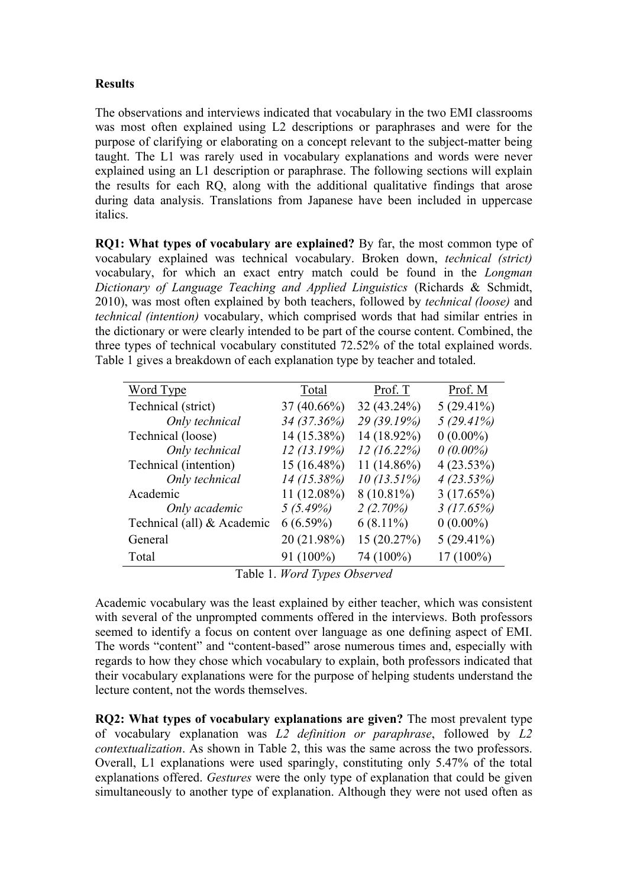**Results**

The observations and interviews indicated that vocabulary in the two EMI classrooms was most often explained using L2 descriptions or paraphrases and were for the purpose of clarifying or elaborating on a concept relevant to the subject-matter being taught. The L1 was rarely used in vocabulary explanations and words were never explained using an L1 description or paraphrase. The following sections will explain the results for each RQ, along with the additional qualitative findings that arose during data analysis. Translations from Japanese have been included in uppercase italics.

**RQ1: What types of vocabulary are explained?** By far, the most common type of vocabulary explained was technical vocabulary. Broken down, *technical (strict)* vocabulary, for which an exact entry match could be found in the *Longman Dictionary of Language Teaching and Applied Linguistics* (Richards & Schmidt, 2010), was most often explained by both teachers, followed by *technical (loose)* and *technical (intention)* vocabulary, which comprised words that had similar entries in the dictionary or were clearly intended to be part of the course content. Combined, the three types of technical vocabulary constituted 72.52% of the total explained words. Table 1 gives a breakdown of each explanation type by teacher and totaled.

| Word Type | Total | Prof. T | Prof. M |
|---|---|---|---|
| Technical (strict) | 37 (40.66%) | 32 (43.24%) | 5 (29.41%) |
| *Only technical* | *34 (37.36%)* | *29 (39.19%)* | *5 (29.41%)* |
| Technical (loose) | 14 (15.38%) | 14 (18.92%) | 0 (0.00%) |
| *Only technical* | *12 (13.19%)* | *12 (16.22%)* | *0 (0.00%)* |
| Technical (intention) | 15 (16.48%) | 11 (14.86%) | 4 (23.53%) |
| *Only technical* | *14 (15.38%)* | *10 (13.51%)* | *4 (23.53%)* |
| Academic | 11 (12.08%) | 8 (10.81%) | 3 (17.65%) |
| *Only academic* | *5 (5.49%)* | *2 (2.70%)* | *3 (17.65%)* |
| Technical (all) & Academic | 6 (6.59%) | 6 (8.11%) | 0 (0.00%) |
| General | 20 (21.98%) | 15 (20.27%) | 5 (29.41%) |
| Total | 91 (100%) | 74 (100%) | 17 (100%) |

Table 1. *Word Types Observed*

Academic vocabulary was the least explained by either teacher, which was consistent with several of the unprompted comments offered in the interviews. Both professors seemed to identify a focus on content over language as one defining aspect of EMI. The words "content" and "content-based" arose numerous times and, especially with regards to how they chose which vocabulary to explain, both professors indicated that their vocabulary explanations were for the purpose of helping students understand the lecture content, not the words themselves.

**RQ2: What types of vocabulary explanations are given?** The most prevalent type of vocabulary explanation was *L2 definition or paraphrase*, followed by *L2 contextualization*. As shown in Table 2, this was the same across the two professors. Overall, L1 explanations were used sparingly, constituting only 5.47% of the total explanations offered. *Gestures* were the only type of explanation that could be given simultaneously to another type of explanation. Although they were not used often as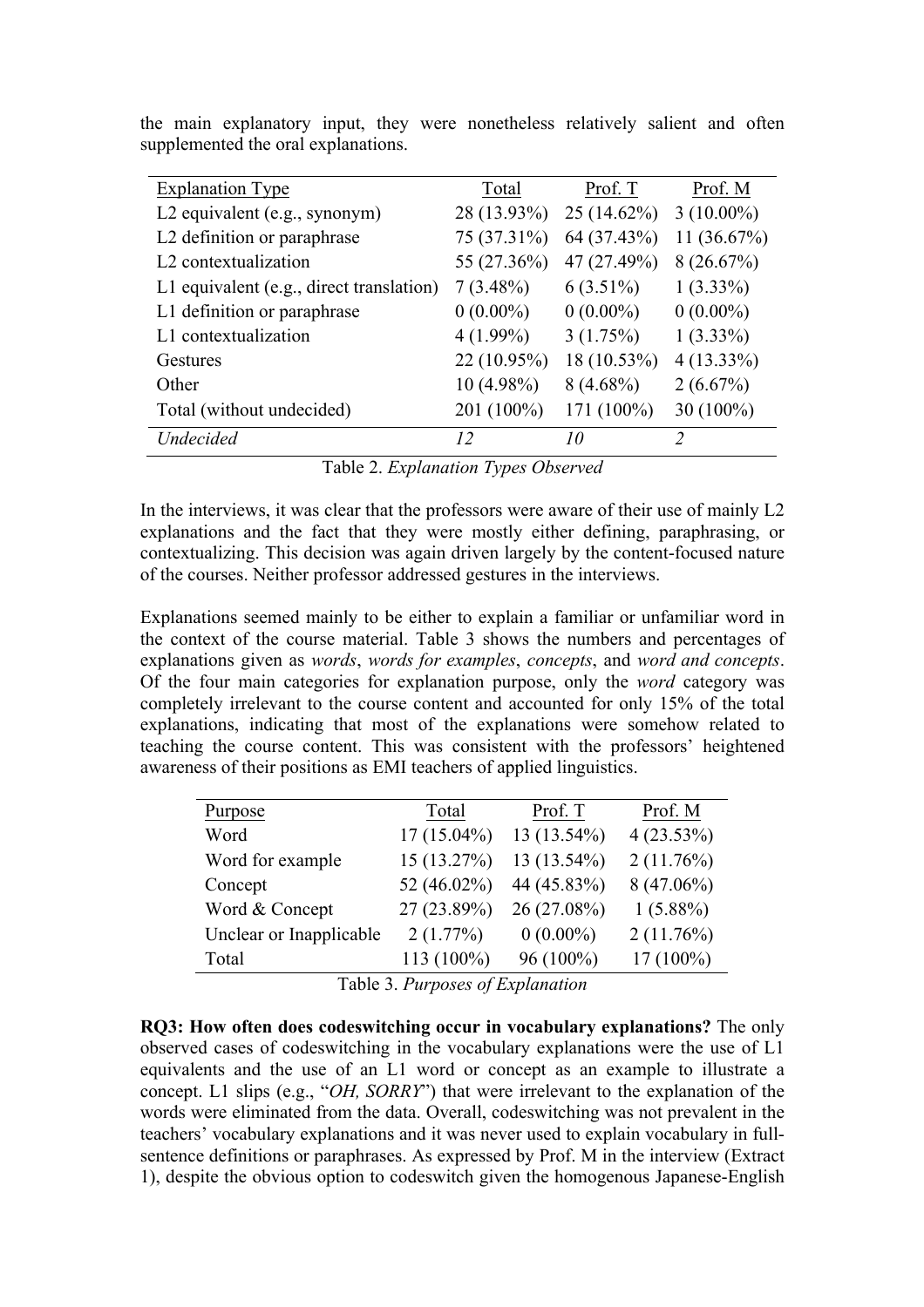the main explanatory input, they were nonetheless relatively salient and often supplemented the oral explanations.

| Explanation Type | Total | Prof. T | Prof. M |
|---|---|---|---|
| L2 equivalent (e.g., synonym) | 28 (13.93%) | 25 (14.62%) | 3 (10.00%) |
| L2 definition or paraphrase | 75 (37.31%) | 64 (37.43%) | 11 (36.67%) |
| L2 contextualization | 55 (27.36%) | 47 (27.49%) | 8 (26.67%) |
| L1 equivalent (e.g., direct translation) | 7 (3.48%) | 6 (3.51%) | 1 (3.33%) |
| L1 definition or paraphrase | 0 (0.00%) | 0 (0.00%) | 0 (0.00%) |
| L1 contextualization | 4 (1.99%) | 3 (1.75%) | 1 (3.33%) |
| Gestures | 22 (10.95%) | 18 (10.53%) | 4 (13.33%) |
| Other | 10 (4.98%) | 8 (4.68%) | 2 (6.67%) |
| Total (without undecided) | 201 (100%) | 171 (100%) | 30 (100%) |
| *Undecided* | *12* | *10* | *2* |

Table 2. *Explanation Types Observed*

In the interviews, it was clear that the professors were aware of their use of mainly L2 explanations and the fact that they were mostly either defining, paraphrasing, or contextualizing. This decision was again driven largely by the content-focused nature of the courses. Neither professor addressed gestures in the interviews.

Explanations seemed mainly to be either to explain a familiar or unfamiliar word in the context of the course material. Table 3 shows the numbers and percentages of explanations given as *words*, *words for examples*, *concepts*, and *word and concepts*. Of the four main categories for explanation purpose, only the *word* category was completely irrelevant to the course content and accounted for only 15% of the total explanations, indicating that most of the explanations were somehow related to teaching the course content. This was consistent with the professors' heightened awareness of their positions as EMI teachers of applied linguistics.

| Purpose | Total | Prof. T | Prof. M |
|---|---|---|---|
| Word | 17 (15.04%) | 13 (13.54%) | 4 (23.53%) |
| Word for example | 15 (13.27%) | 13 (13.54%) | 2 (11.76%) |
| Concept | 52 (46.02%) | 44 (45.83%) | 8 (47.06%) |
| Word & Concept | 27 (23.89%) | 26 (27.08%) | 1 (5.88%) |
| Unclear or Inapplicable | 2 (1.77%) | 0 (0.00%) | 2 (11.76%) |
| Total | 113 (100%) | 96 (100%) | 17 (100%) |

Table 3. *Purposes of Explanation*

**RQ3: How often does codeswitching occur in vocabulary explanations?** The only observed cases of codeswitching in the vocabulary explanations were the use of L1 equivalents and the use of an L1 word or concept as an example to illustrate a concept. L1 slips (e.g., "*OH, SORRY*") that were irrelevant to the explanation of the words were eliminated from the data. Overall, codeswitching was not prevalent in the teachers' vocabulary explanations and it was never used to explain vocabulary in full-sentence definitions or paraphrases. As expressed by Prof. M in the interview (Extract 1), despite the obvious option to codeswitch given the homogenous Japanese-English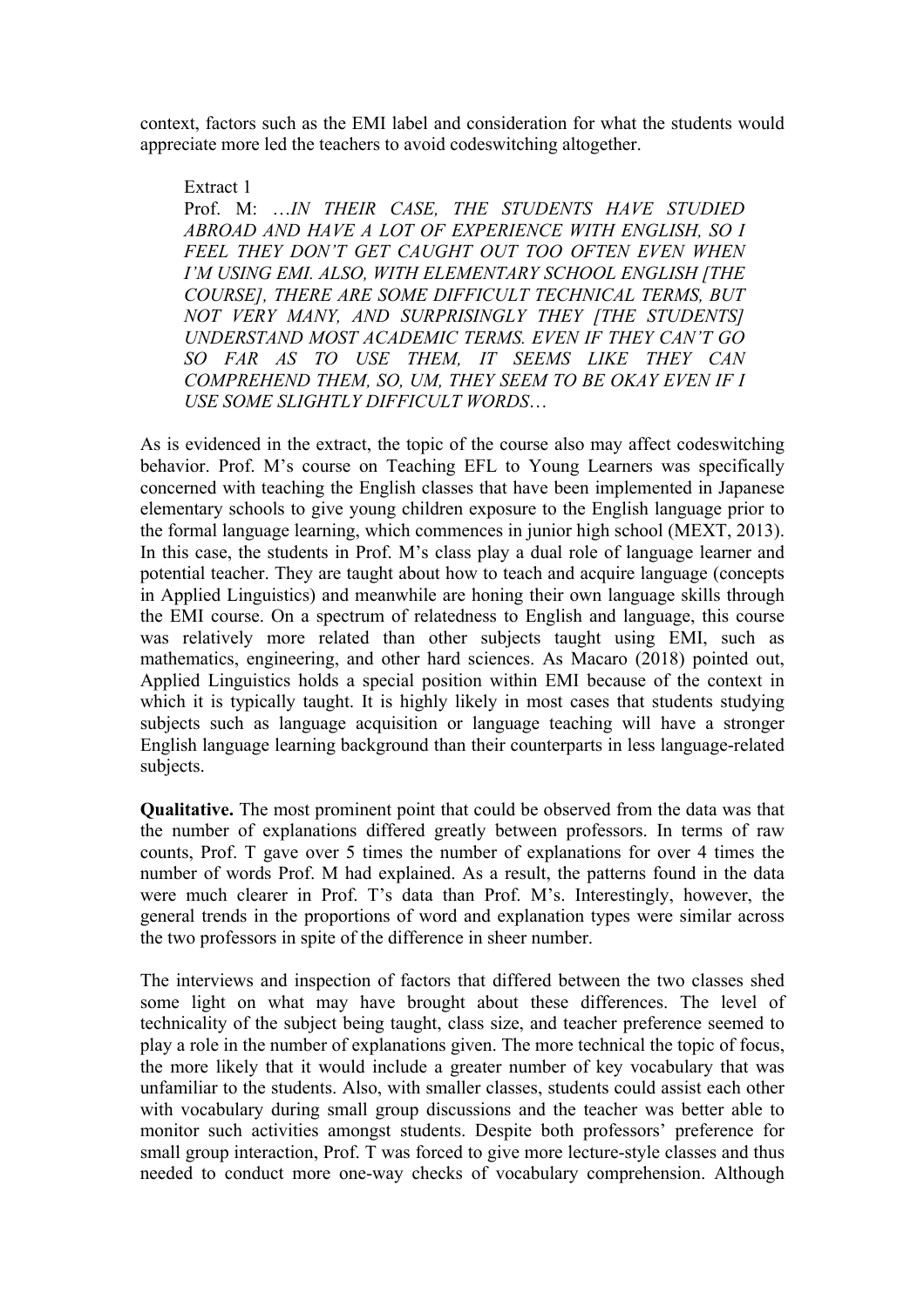context, factors such as the EMI label and consideration for what the students would appreciate more led the teachers to avoid codeswitching altogether.

> Extract 1
>
> Prof. M: …*IN THEIR CASE, THE STUDENTS HAVE STUDIED ABROAD AND HAVE A LOT OF EXPERIENCE WITH ENGLISH, SO I FEEL THEY DON'T GET CAUGHT OUT TOO OFTEN EVEN WHEN I'M USING EMI. ALSO, WITH ELEMENTARY SCHOOL ENGLISH [THE COURSE], THERE ARE SOME DIFFICULT TECHNICAL TERMS, BUT NOT VERY MANY, AND SURPRISINGLY THEY [THE STUDENTS] UNDERSTAND MOST ACADEMIC TERMS. EVEN IF THEY CAN'T GO SO FAR AS TO USE THEM, IT SEEMS LIKE THEY CAN COMPREHEND THEM, SO, UM, THEY SEEM TO BE OKAY EVEN IF I USE SOME SLIGHTLY DIFFICULT WORDS*…

As is evidenced in the extract, the topic of the course also may affect codeswitching behavior. Prof. M's course on Teaching EFL to Young Learners was specifically concerned with teaching the English classes that have been implemented in Japanese elementary schools to give young children exposure to the English language prior to the formal language learning, which commences in junior high school (MEXT, 2013). In this case, the students in Prof. M's class play a dual role of language learner and potential teacher. They are taught about how to teach and acquire language (concepts in Applied Linguistics) and meanwhile are honing their own language skills through the EMI course. On a spectrum of relatedness to English and language, this course was relatively more related than other subjects taught using EMI, such as mathematics, engineering, and other hard sciences. As Macaro (2018) pointed out, Applied Linguistics holds a special position within EMI because of the context in which it is typically taught. It is highly likely in most cases that students studying subjects such as language acquisition or language teaching will have a stronger English language learning background than their counterparts in less language-related subjects.

**Qualitative.** The most prominent point that could be observed from the data was that the number of explanations differed greatly between professors. In terms of raw counts, Prof. T gave over 5 times the number of explanations for over 4 times the number of words Prof. M had explained. As a result, the patterns found in the data were much clearer in Prof. T's data than Prof. M's. Interestingly, however, the general trends in the proportions of word and explanation types were similar across the two professors in spite of the difference in sheer number.

The interviews and inspection of factors that differed between the two classes shed some light on what may have brought about these differences. The level of technicality of the subject being taught, class size, and teacher preference seemed to play a role in the number of explanations given. The more technical the topic of focus, the more likely that it would include a greater number of key vocabulary that was unfamiliar to the students. Also, with smaller classes, students could assist each other with vocabulary during small group discussions and the teacher was better able to monitor such activities amongst students. Despite both professors' preference for small group interaction, Prof. T was forced to give more lecture-style classes and thus needed to conduct more one-way checks of vocabulary comprehension. Although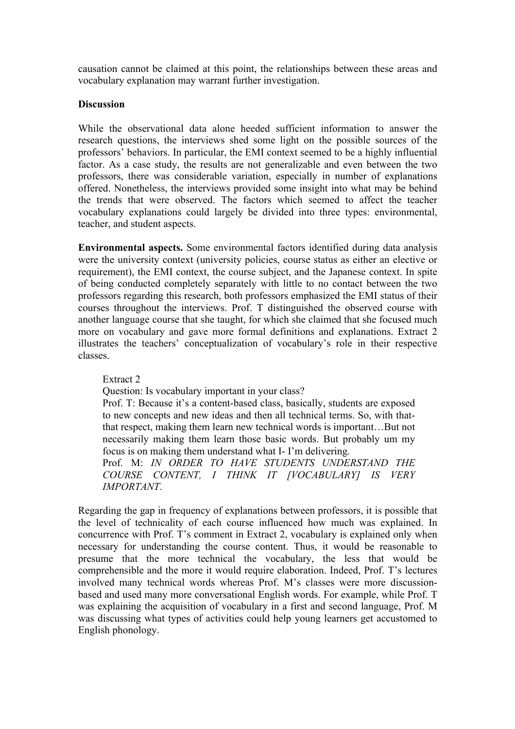causation cannot be claimed at this point, the relationships between these areas and vocabulary explanation may warrant further investigation.

**Discussion**

While the observational data alone heeded sufficient information to answer the research questions, the interviews shed some light on the possible sources of the professors' behaviors. In particular, the EMI context seemed to be a highly influential factor. As a case study, the results are not generalizable and even between the two professors, there was considerable variation, especially in number of explanations offered. Nonetheless, the interviews provided some insight into what may be behind the trends that were observed. The factors which seemed to affect the teacher vocabulary explanations could largely be divided into three types: environmental, teacher, and student aspects.

**Environmental aspects.** Some environmental factors identified during data analysis were the university context (university policies, course status as either an elective or requirement), the EMI context, the course subject, and the Japanese context. In spite of being conducted completely separately with little to no contact between the two professors regarding this research, both professors emphasized the EMI status of their courses throughout the interviews. Prof. T distinguished the observed course with another language course that she taught, for which she claimed that she focused much more on vocabulary and gave more formal definitions and explanations. Extract 2 illustrates the teachers' conceptualization of vocabulary's role in their respective classes.

> Extract 2
> Question: Is vocabulary important in your class?
> Prof. T: Because it's a content-based class, basically, students are exposed to new concepts and new ideas and then all technical terms. So, with that-that respect, making them learn new technical words is important…But not necessarily making them learn those basic words. But probably um my focus is on making them understand what I- I'm delivering.
> Prof. M: *IN ORDER TO HAVE STUDENTS UNDERSTAND THE COURSE CONTENT, I THINK IT [VOCABULARY] IS VERY IMPORTANT*.

Regarding the gap in frequency of explanations between professors, it is possible that the level of technicality of each course influenced how much was explained. In concurrence with Prof. T's comment in Extract 2, vocabulary is explained only when necessary for understanding the course content. Thus, it would be reasonable to presume that the more technical the vocabulary, the less that would be comprehensible and the more it would require elaboration. Indeed, Prof. T's lectures involved many technical words whereas Prof. M's classes were more discussion-based and used many more conversational English words. For example, while Prof. T was explaining the acquisition of vocabulary in a first and second language, Prof. M was discussing what types of activities could help young learners get accustomed to English phonology.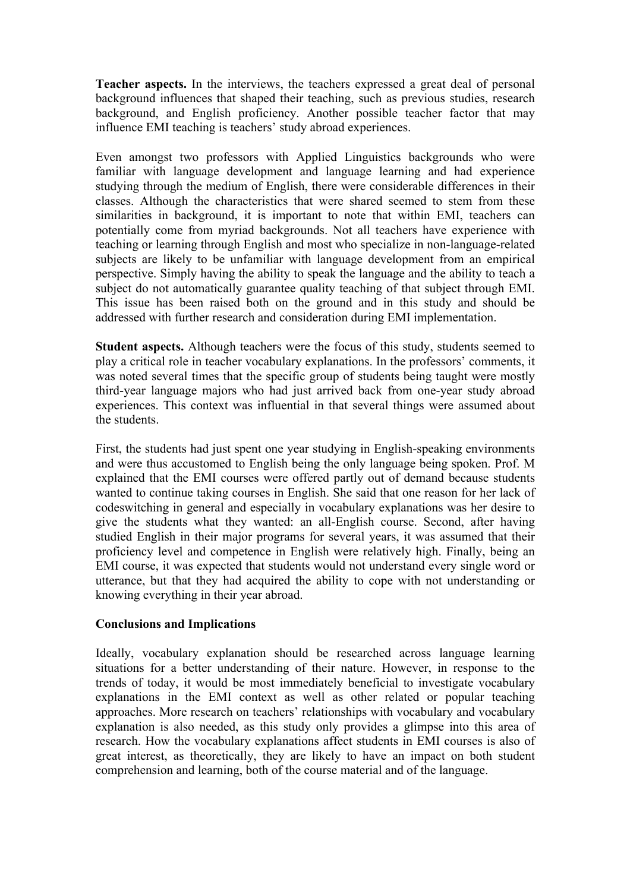**Teacher aspects.** In the interviews, the teachers expressed a great deal of personal background influences that shaped their teaching, such as previous studies, research background, and English proficiency. Another possible teacher factor that may influence EMI teaching is teachers' study abroad experiences.

Even amongst two professors with Applied Linguistics backgrounds who were familiar with language development and language learning and had experience studying through the medium of English, there were considerable differences in their classes. Although the characteristics that were shared seemed to stem from these similarities in background, it is important to note that within EMI, teachers can potentially come from myriad backgrounds. Not all teachers have experience with teaching or learning through English and most who specialize in non-language-related subjects are likely to be unfamiliar with language development from an empirical perspective. Simply having the ability to speak the language and the ability to teach a subject do not automatically guarantee quality teaching of that subject through EMI. This issue has been raised both on the ground and in this study and should be addressed with further research and consideration during EMI implementation.

**Student aspects.** Although teachers were the focus of this study, students seemed to play a critical role in teacher vocabulary explanations. In the professors' comments, it was noted several times that the specific group of students being taught were mostly third-year language majors who had just arrived back from one-year study abroad experiences. This context was influential in that several things were assumed about the students.

First, the students had just spent one year studying in English-speaking environments and were thus accustomed to English being the only language being spoken. Prof. M explained that the EMI courses were offered partly out of demand because students wanted to continue taking courses in English. She said that one reason for her lack of codeswitching in general and especially in vocabulary explanations was her desire to give the students what they wanted: an all-English course. Second, after having studied English in their major programs for several years, it was assumed that their proficiency level and competence in English were relatively high. Finally, being an EMI course, it was expected that students would not understand every single word or utterance, but that they had acquired the ability to cope with not understanding or knowing everything in their year abroad.

## Conclusions and Implications

Ideally, vocabulary explanation should be researched across language learning situations for a better understanding of their nature. However, in response to the trends of today, it would be most immediately beneficial to investigate vocabulary explanations in the EMI context as well as other related or popular teaching approaches. More research on teachers' relationships with vocabulary and vocabulary explanation is also needed, as this study only provides a glimpse into this area of research. How the vocabulary explanations affect students in EMI courses is also of great interest, as theoretically, they are likely to have an impact on both student comprehension and learning, both of the course material and of the language.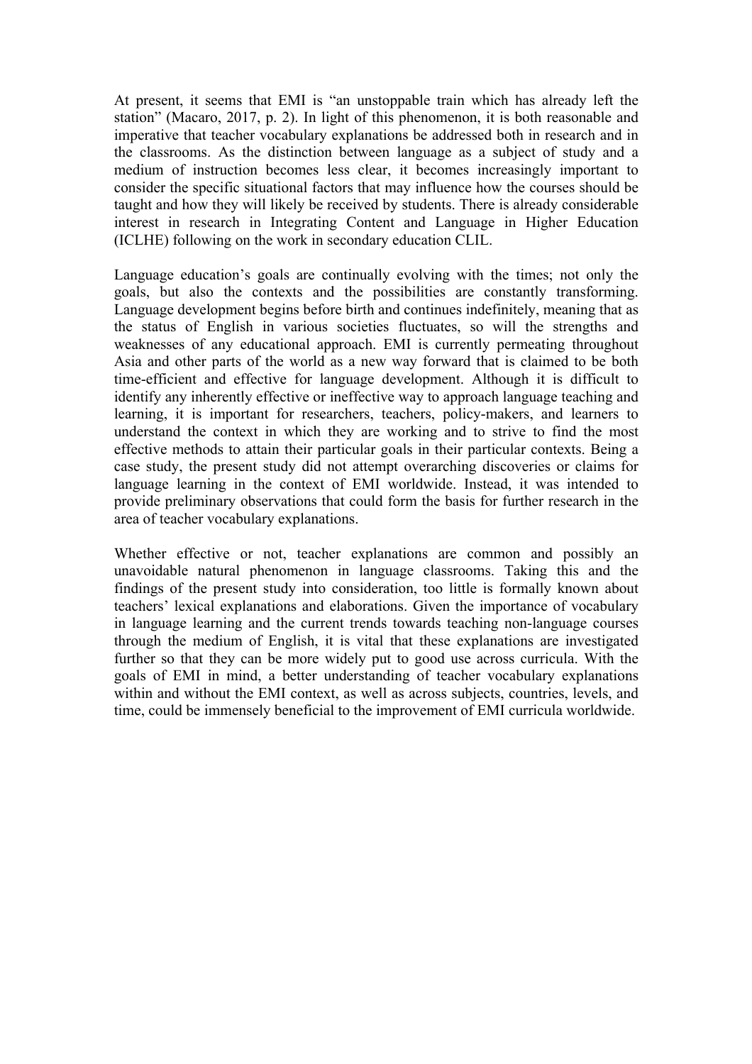At present, it seems that EMI is "an unstoppable train which has already left the station" (Macaro, 2017, p. 2). In light of this phenomenon, it is both reasonable and imperative that teacher vocabulary explanations be addressed both in research and in the classrooms. As the distinction between language as a subject of study and a medium of instruction becomes less clear, it becomes increasingly important to consider the specific situational factors that may influence how the courses should be taught and how they will likely be received by students. There is already considerable interest in research in Integrating Content and Language in Higher Education (ICLHE) following on the work in secondary education CLIL.

Language education's goals are continually evolving with the times; not only the goals, but also the contexts and the possibilities are constantly transforming. Language development begins before birth and continues indefinitely, meaning that as the status of English in various societies fluctuates, so will the strengths and weaknesses of any educational approach. EMI is currently permeating throughout Asia and other parts of the world as a new way forward that is claimed to be both time-efficient and effective for language development. Although it is difficult to identify any inherently effective or ineffective way to approach language teaching and learning, it is important for researchers, teachers, policy-makers, and learners to understand the context in which they are working and to strive to find the most effective methods to attain their particular goals in their particular contexts. Being a case study, the present study did not attempt overarching discoveries or claims for language learning in the context of EMI worldwide. Instead, it was intended to provide preliminary observations that could form the basis for further research in the area of teacher vocabulary explanations.

Whether effective or not, teacher explanations are common and possibly an unavoidable natural phenomenon in language classrooms. Taking this and the findings of the present study into consideration, too little is formally known about teachers' lexical explanations and elaborations. Given the importance of vocabulary in language learning and the current trends towards teaching non-language courses through the medium of English, it is vital that these explanations are investigated further so that they can be more widely put to good use across curricula. With the goals of EMI in mind, a better understanding of teacher vocabulary explanations within and without the EMI context, as well as across subjects, countries, levels, and time, could be immensely beneficial to the improvement of EMI curricula worldwide.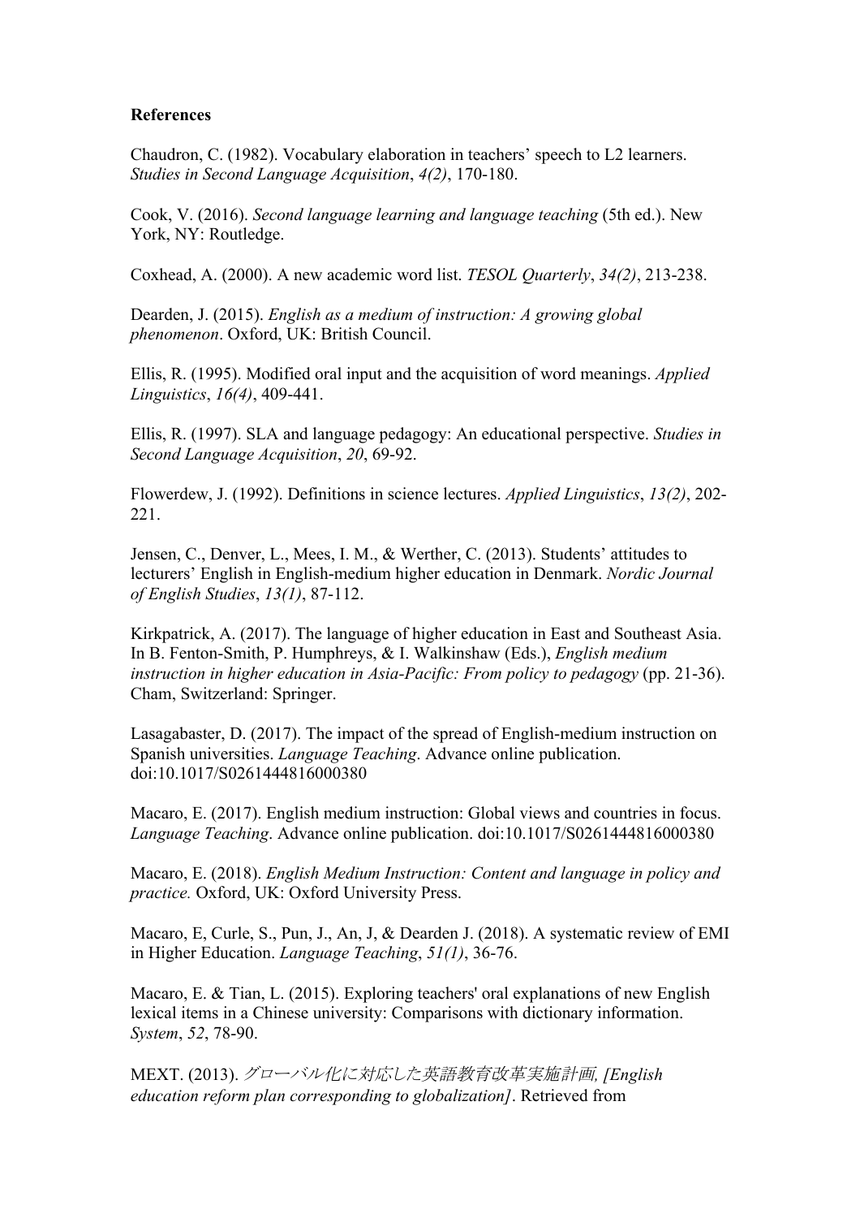**References**

Chaudron, C. (1982). Vocabulary elaboration in teachers' speech to L2 learners. *Studies in Second Language Acquisition*, *4(2)*, 170-180.

Cook, V. (2016). *Second language learning and language teaching* (5th ed.). New York, NY: Routledge.

Coxhead, A. (2000). A new academic word list. *TESOL Quarterly*, *34(2)*, 213-238.

Dearden, J. (2015). *English as a medium of instruction: A growing global phenomenon*. Oxford, UK: British Council.

Ellis, R. (1995). Modified oral input and the acquisition of word meanings. *Applied Linguistics*, *16(4)*, 409-441.

Ellis, R. (1997). SLA and language pedagogy: An educational perspective. *Studies in Second Language Acquisition*, *20*, 69-92.

Flowerdew, J. (1992). Definitions in science lectures. *Applied Linguistics*, *13(2)*, 202-221.

Jensen, C., Denver, L., Mees, I. M., & Werther, C. (2013). Students' attitudes to lecturers' English in English-medium higher education in Denmark. *Nordic Journal of English Studies*, *13(1)*, 87-112.

Kirkpatrick, A. (2017). The language of higher education in East and Southeast Asia. In B. Fenton-Smith, P. Humphreys, & I. Walkinshaw (Eds.), *English medium instruction in higher education in Asia-Pacific: From policy to pedagogy* (pp. 21-36). Cham, Switzerland: Springer.

Lasagabaster, D. (2017). The impact of the spread of English-medium instruction on Spanish universities. *Language Teaching*. Advance online publication. doi:10.1017/S0261444816000380

Macaro, E. (2017). English medium instruction: Global views and countries in focus. *Language Teaching*. Advance online publication. doi:10.1017/S0261444816000380

Macaro, E. (2018). *English Medium Instruction: Content and language in policy and practice.* Oxford, UK: Oxford University Press.

Macaro, E, Curle, S., Pun, J., An, J, & Dearden J. (2018). A systematic review of EMI in Higher Education. *Language Teaching*, *51(1)*, 36-76.

Macaro, E. & Tian, L. (2015). Exploring teachers' oral explanations of new English lexical items in a Chinese university: Comparisons with dictionary information. *System*, *52*, 78-90.

MEXT. (2013). *グローバル化に対応した英語教育改革実施計画, [English education reform plan corresponding to globalization]*. Retrieved from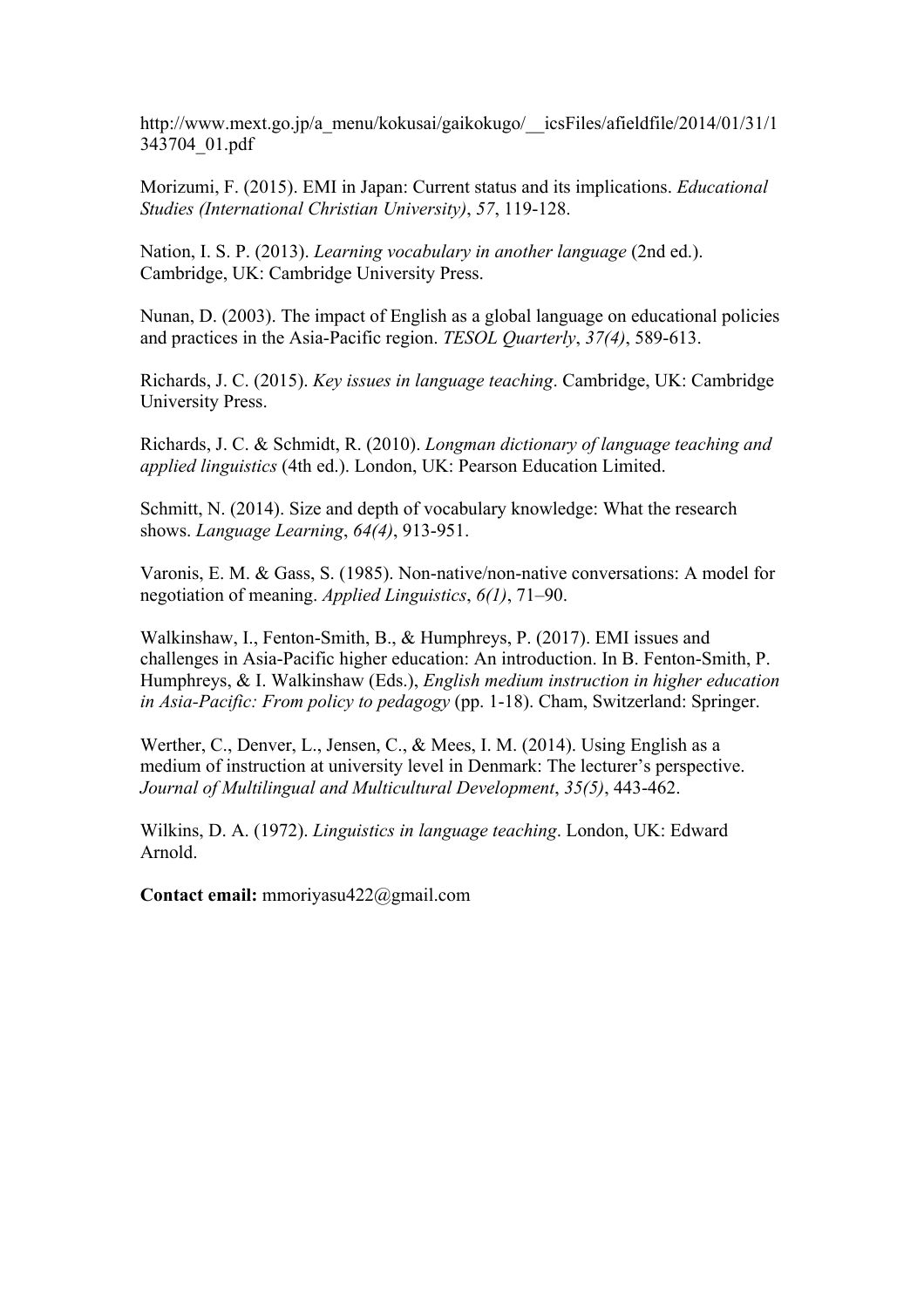http://www.mext.go.jp/a_menu/kokusai/gaikokugo/__icsFiles/afieldfile/2014/01/31/1343704_01.pdf

Morizumi, F. (2015). EMI in Japan: Current status and its implications. *Educational Studies (International Christian University)*, *57*, 119-128.

Nation, I. S. P. (2013). *Learning vocabulary in another language* (2nd ed.). Cambridge, UK: Cambridge University Press.

Nunan, D. (2003). The impact of English as a global language on educational policies and practices in the Asia-Pacific region. *TESOL Quarterly*, *37(4)*, 589-613.

Richards, J. C. (2015). *Key issues in language teaching*. Cambridge, UK: Cambridge University Press.

Richards, J. C. & Schmidt, R. (2010). *Longman dictionary of language teaching and applied linguistics* (4th ed.). London, UK: Pearson Education Limited.

Schmitt, N. (2014). Size and depth of vocabulary knowledge: What the research shows. *Language Learning*, *64(4)*, 913-951.

Varonis, E. M. & Gass, S. (1985). Non-native/non-native conversations: A model for negotiation of meaning. *Applied Linguistics*, *6(1)*, 71–90.

Walkinshaw, I., Fenton-Smith, B., & Humphreys, P. (2017). EMI issues and challenges in Asia-Pacific higher education: An introduction. In B. Fenton-Smith, P. Humphreys, & I. Walkinshaw (Eds.), *English medium instruction in higher education in Asia-Pacific: From policy to pedagogy* (pp. 1-18). Cham, Switzerland: Springer.

Werther, C., Denver, L., Jensen, C., & Mees, I. M. (2014). Using English as a medium of instruction at university level in Denmark: The lecturer's perspective. *Journal of Multilingual and Multicultural Development*, *35(5)*, 443-462.

Wilkins, D. A. (1972). *Linguistics in language teaching*. London, UK: Edward Arnold.

**Contact email:** mmoriyasu422@gmail.com